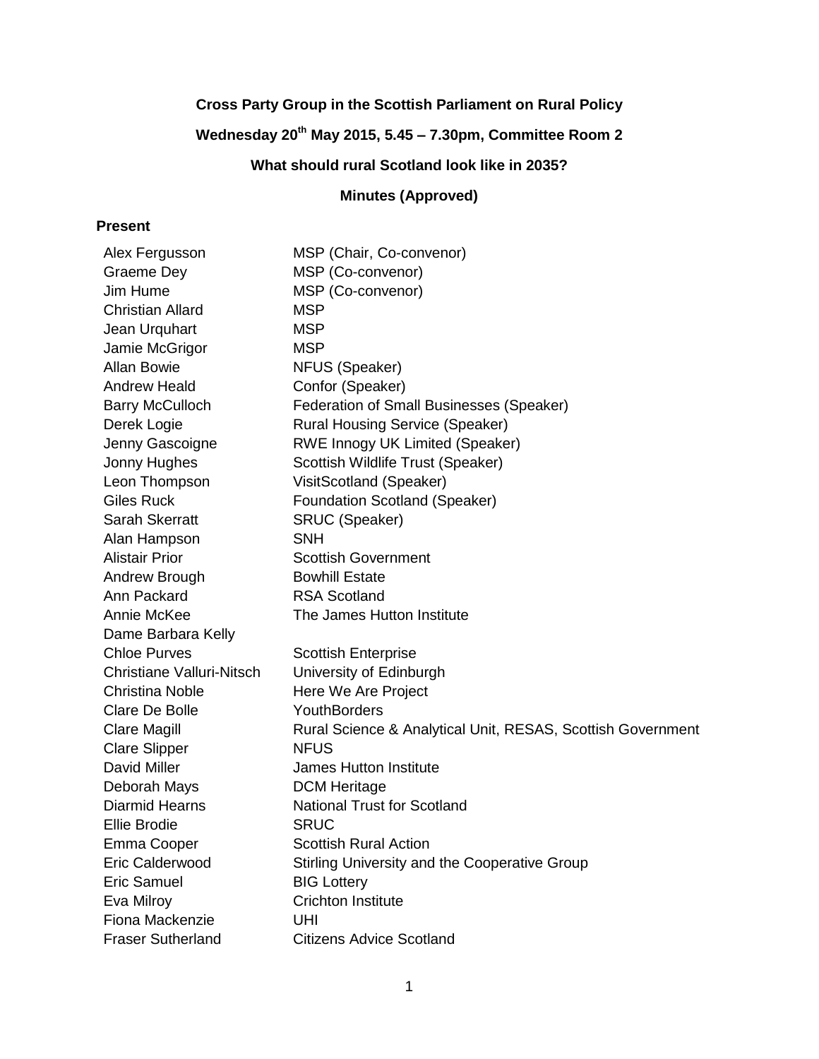**Cross Party Group in the Scottish Parliament on Rural Policy**

**Wednesday 20th May 2015, 5.45 – 7.30pm, Committee Room 2**

**What should rural Scotland look like in 2035?**

**Minutes (Approved)**

## Present

| | |
|---|---|
| Alex Fergusson | MSP (Chair, Co-convenor) |
| Graeme Dey | MSP (Co-convenor) |
| Jim Hume | MSP (Co-convenor) |
| Christian Allard | MSP |
| Jean Urquhart | MSP |
| Jamie McGrigor | MSP |
| Allan Bowie | NFUS (Speaker) |
| Andrew Heald | Confor (Speaker) |
| Barry McCulloch | Federation of Small Businesses (Speaker) |
| Derek Logie | Rural Housing Service (Speaker) |
| Jenny Gascoigne | RWE Innogy UK Limited (Speaker) |
| Jonny Hughes | Scottish Wildlife Trust (Speaker) |
| Leon Thompson | VisitScotland (Speaker) |
| Giles Ruck | Foundation Scotland (Speaker) |
| Sarah Skerratt | SRUC (Speaker) |
| Alan Hampson | SNH |
| Alistair Prior | Scottish Government |
| Andrew Brough | Bowhill Estate |
| Ann Packard | RSA Scotland |
| Annie McKee | The James Hutton Institute |
| Dame Barbara Kelly | |
| Chloe Purves | Scottish Enterprise |
| Christiane Valluri-Nitsch | University of Edinburgh |
| Christina Noble | Here We Are Project |
| Clare De Bolle | YouthBorders |
| Clare Magill | Rural Science & Analytical Unit, RESAS, Scottish Government |
| Clare Slipper | NFUS |
| David Miller | James Hutton Institute |
| Deborah Mays | DCM Heritage |
| Diarmid Hearns | National Trust for Scotland |
| Ellie Brodie | SRUC |
| Emma Cooper | Scottish Rural Action |
| Eric Calderwood | Stirling University and the Cooperative Group |
| Eric Samuel | BIG Lottery |
| Eva Milroy | Crichton Institute |
| Fiona Mackenzie | UHI |
| Fraser Sutherland | Citizens Advice Scotland |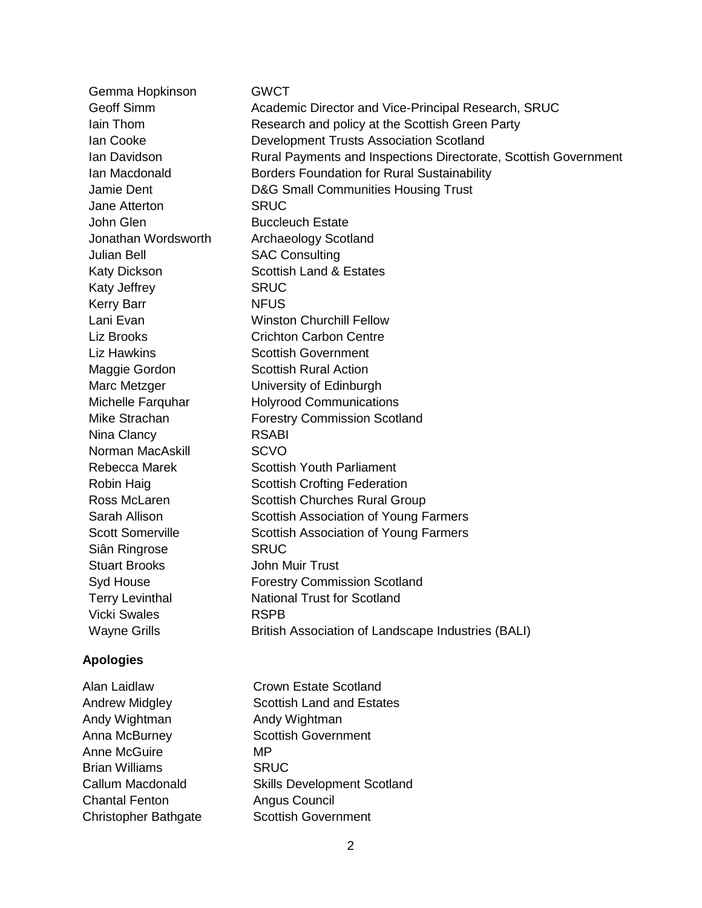| | |
|---|---|
| Gemma Hopkinson | GWCT |
| Geoff Simm | Academic Director and Vice-Principal Research, SRUC |
| Iain Thom | Research and policy at the Scottish Green Party |
| Ian Cooke | Development Trusts Association Scotland |
| Ian Davidson | Rural Payments and Inspections Directorate, Scottish Government |
| Ian Macdonald | Borders Foundation for Rural Sustainability |
| Jamie Dent | D&G Small Communities Housing Trust |
| Jane Atterton | SRUC |
| John Glen | Buccleuch Estate |
| Jonathan Wordsworth | Archaeology Scotland |
| Julian Bell | SAC Consulting |
| Katy Dickson | Scottish Land & Estates |
| Katy Jeffrey | SRUC |
| Kerry Barr | NFUS |
| Lani Evan | Winston Churchill Fellow |
| Liz Brooks | Crichton Carbon Centre |
| Liz Hawkins | Scottish Government |
| Maggie Gordon | Scottish Rural Action |
| Marc Metzger | University of Edinburgh |
| Michelle Farquhar | Holyrood Communications |
| Mike Strachan | Forestry Commission Scotland |
| Nina Clancy | RSABI |
| Norman MacAskill | SCVO |
| Rebecca Marek | Scottish Youth Parliament |
| Robin Haig | Scottish Crofting Federation |
| Ross McLaren | Scottish Churches Rural Group |
| Sarah Allison | Scottish Association of Young Farmers |
| Scott Somerville | Scottish Association of Young Farmers |
| Siân Ringrose | SRUC |
| Stuart Brooks | John Muir Trust |
| Syd House | Forestry Commission Scotland |
| Terry Levinthal | National Trust for Scotland |
| Vicki Swales | RSPB |
| Wayne Grills | British Association of Landscape Industries (BALI) |

**Apologies**

| | |
|---|---|
| Alan Laidlaw | Crown Estate Scotland |
| Andrew Midgley | Scottish Land and Estates |
| Andy Wightman | Andy Wightman |
| Anna McBurney | Scottish Government |
| Anne McGuire | MP |
| Brian Williams | SRUC |
| Callum Macdonald | Skills Development Scotland |
| Chantal Fenton | Angus Council |
| Christopher Bathgate | Scottish Government |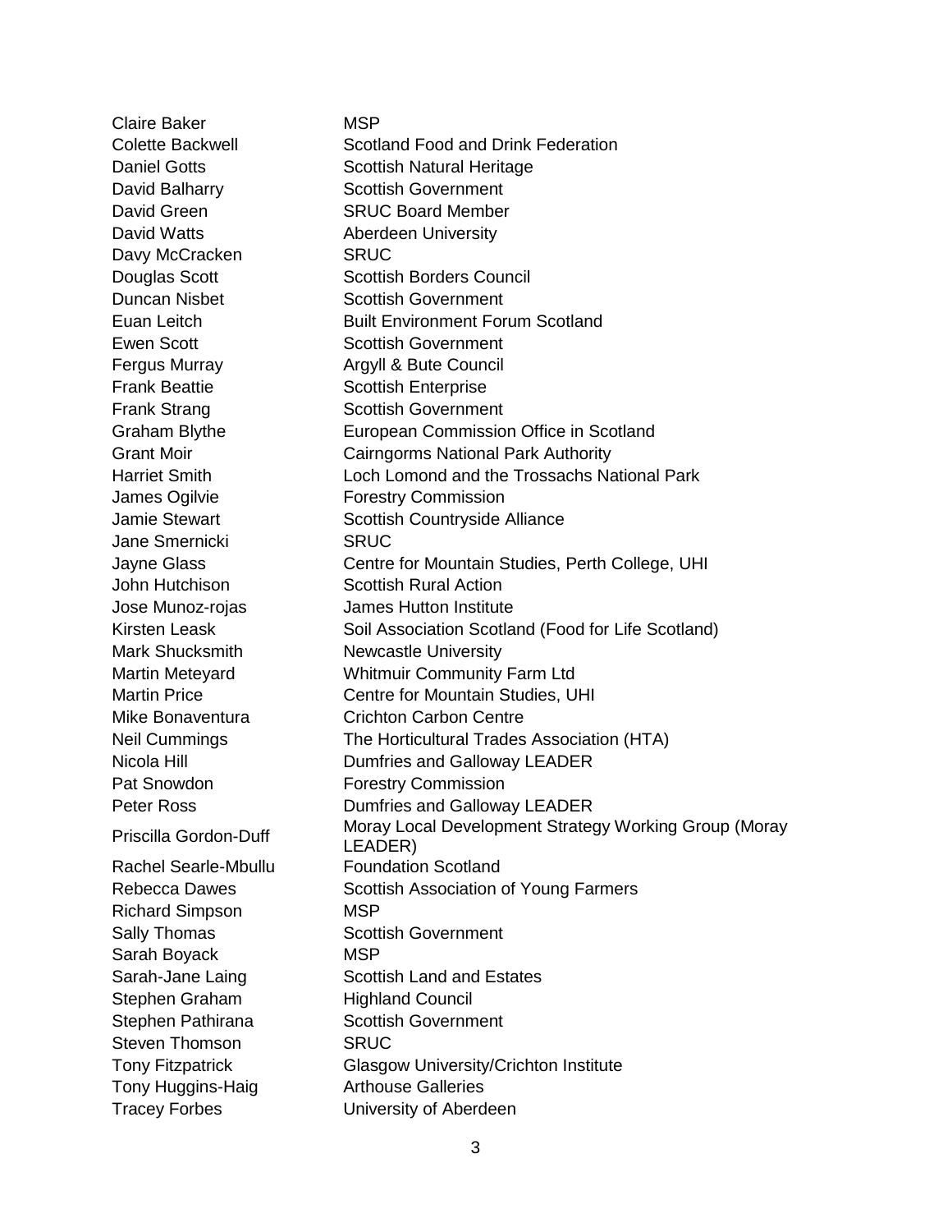| | |
|---|---|
| Claire Baker | MSP |
| Colette Backwell | Scotland Food and Drink Federation |
| Daniel Gotts | Scottish Natural Heritage |
| David Balharry | Scottish Government |
| David Green | SRUC Board Member |
| David Watts | Aberdeen University |
| Davy McCracken | SRUC |
| Douglas Scott | Scottish Borders Council |
| Duncan Nisbet | Scottish Government |
| Euan Leitch | Built Environment Forum Scotland |
| Ewen Scott | Scottish Government |
| Fergus Murray | Argyll & Bute Council |
| Frank Beattie | Scottish Enterprise |
| Frank Strang | Scottish Government |
| Graham Blythe | European Commission Office in Scotland |
| Grant Moir | Cairngorms National Park Authority |
| Harriet Smith | Loch Lomond and the Trossachs National Park |
| James Ogilvie | Forestry Commission |
| Jamie Stewart | Scottish Countryside Alliance |
| Jane Smernicki | SRUC |
| Jayne Glass | Centre for Mountain Studies, Perth College, UHI |
| John Hutchison | Scottish Rural Action |
| Jose Munoz-rojas | James Hutton Institute |
| Kirsten Leask | Soil Association Scotland (Food for Life Scotland) |
| Mark Shucksmith | Newcastle University |
| Martin Meteyard | Whitmuir Community Farm Ltd |
| Martin Price | Centre for Mountain Studies, UHI |
| Mike Bonaventura | Crichton Carbon Centre |
| Neil Cummings | The Horticultural Trades Association (HTA) |
| Nicola Hill | Dumfries and Galloway LEADER |
| Pat Snowdon | Forestry Commission |
| Peter Ross | Dumfries and Galloway LEADER |
| Priscilla Gordon-Duff | Moray Local Development Strategy Working Group (Moray LEADER) |
| Rachel Searle-Mbullu | Foundation Scotland |
| Rebecca Dawes | Scottish Association of Young Farmers |
| Richard Simpson | MSP |
| Sally Thomas | Scottish Government |
| Sarah Boyack | MSP |
| Sarah-Jane Laing | Scottish Land and Estates |
| Stephen Graham | Highland Council |
| Stephen Pathirana | Scottish Government |
| Steven Thomson | SRUC |
| Tony Fitzpatrick | Glasgow University/Crichton Institute |
| Tony Huggins-Haig | Arthouse Galleries |
| Tracey Forbes | University of Aberdeen |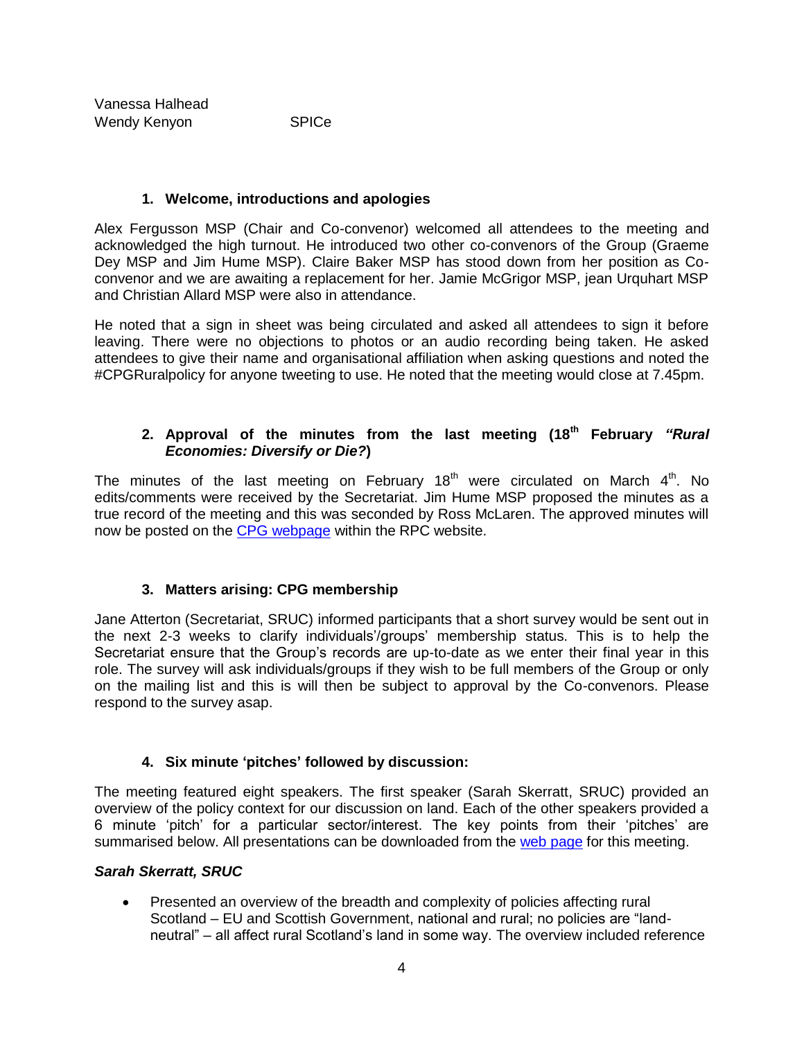Vanessa Halhead
Wendy Kenyon SPICe

### 1. Welcome, introductions and apologies

Alex Fergusson MSP (Chair and Co-convenor) welcomed all attendees to the meeting and acknowledged the high turnout. He introduced two other co-convenors of the Group (Graeme Dey MSP and Jim Hume MSP). Claire Baker MSP has stood down from her position as Co-convenor and we are awaiting a replacement for her. Jamie McGrigor MSP, jean Urquhart MSP and Christian Allard MSP were also in attendance.

He noted that a sign in sheet was being circulated and asked all attendees to sign it before leaving. There were no objections to photos or an audio recording being taken. He asked attendees to give their name and organisational affiliation when asking questions and noted the #CPGRuralpolicy for anyone tweeting to use. He noted that the meeting would close at 7.45pm.

### 2. Approval of the minutes from the last meeting (18th February *"Rural Economies: Diversify or Die?*)

The minutes of the last meeting on February 18th were circulated on March 4th. No edits/comments were received by the Secretariat. Jim Hume MSP proposed the minutes as a true record of the meeting and this was seconded by Ross McLaren. The approved minutes will now be posted on the CPG webpage within the RPC website.

### 3. Matters arising: CPG membership

Jane Atterton (Secretariat, SRUC) informed participants that a short survey would be sent out in the next 2-3 weeks to clarify individuals'/groups' membership status. This is to help the Secretariat ensure that the Group's records are up-to-date as we enter their final year in this role. The survey will ask individuals/groups if they wish to be full members of the Group or only on the mailing list and this is will then be subject to approval by the Co-convenors. Please respond to the survey asap.

### 4. Six minute 'pitches' followed by discussion:

The meeting featured eight speakers. The first speaker (Sarah Skerratt, SRUC) provided an overview of the policy context for our discussion on land. Each of the other speakers provided a 6 minute 'pitch' for a particular sector/interest. The key points from their 'pitches' are summarised below. All presentations can be downloaded from the web page for this meeting.

***Sarah Skerratt, SRUC***

- Presented an overview of the breadth and complexity of policies affecting rural Scotland – EU and Scottish Government, national and rural; no policies are "land-neutral" – all affect rural Scotland's land in some way. The overview included reference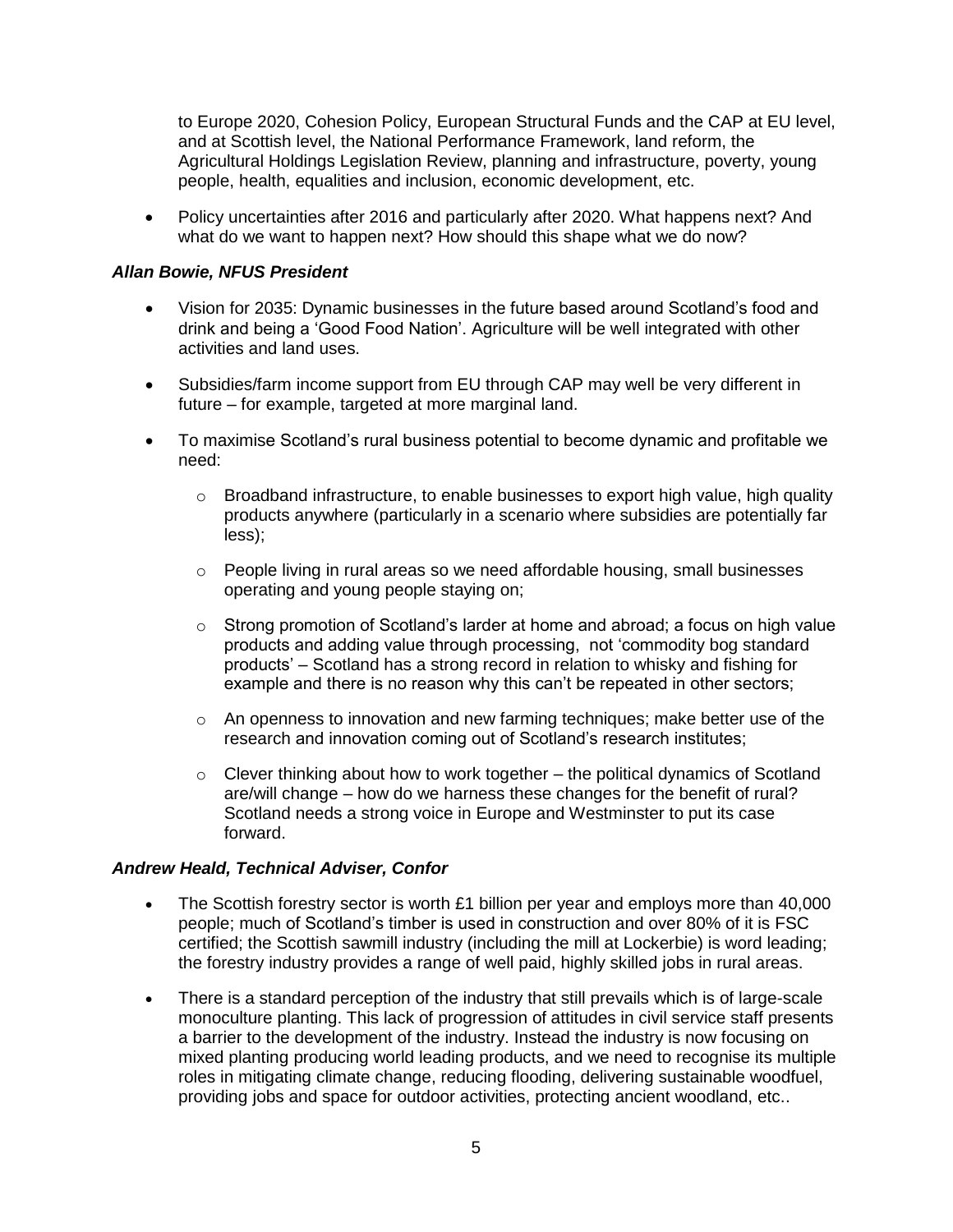to Europe 2020, Cohesion Policy, European Structural Funds and the CAP at EU level, and at Scottish level, the National Performance Framework, land reform, the Agricultural Holdings Legislation Review, planning and infrastructure, poverty, young people, health, equalities and inclusion, economic development, etc.

- Policy uncertainties after 2016 and particularly after 2020. What happens next? And what do we want to happen next? How should this shape what we do now?

***Allan Bowie, NFUS President***

- Vision for 2035: Dynamic businesses in the future based around Scotland's food and drink and being a 'Good Food Nation'. Agriculture will be well integrated with other activities and land uses.
- Subsidies/farm income support from EU through CAP may well be very different in future – for example, targeted at more marginal land.
- To maximise Scotland's rural business potential to become dynamic and profitable we need:
  - Broadband infrastructure, to enable businesses to export high value, high quality products anywhere (particularly in a scenario where subsidies are potentially far less);
  - People living in rural areas so we need affordable housing, small businesses operating and young people staying on;
  - Strong promotion of Scotland's larder at home and abroad; a focus on high value products and adding value through processing, not 'commodity bog standard products' – Scotland has a strong record in relation to whisky and fishing for example and there is no reason why this can't be repeated in other sectors;
  - An openness to innovation and new farming techniques; make better use of the research and innovation coming out of Scotland's research institutes;
  - Clever thinking about how to work together – the political dynamics of Scotland are/will change – how do we harness these changes for the benefit of rural? Scotland needs a strong voice in Europe and Westminster to put its case forward.

***Andrew Heald, Technical Adviser, Confor***

- The Scottish forestry sector is worth £1 billion per year and employs more than 40,000 people; much of Scotland's timber is used in construction and over 80% of it is FSC certified; the Scottish sawmill industry (including the mill at Lockerbie) is word leading; the forestry industry provides a range of well paid, highly skilled jobs in rural areas.
- There is a standard perception of the industry that still prevails which is of large-scale monoculture planting. This lack of progression of attitudes in civil service staff presents a barrier to the development of the industry. Instead the industry is now focusing on mixed planting producing world leading products, and we need to recognise its multiple roles in mitigating climate change, reducing flooding, delivering sustainable woodfuel, providing jobs and space for outdoor activities, protecting ancient woodland, etc..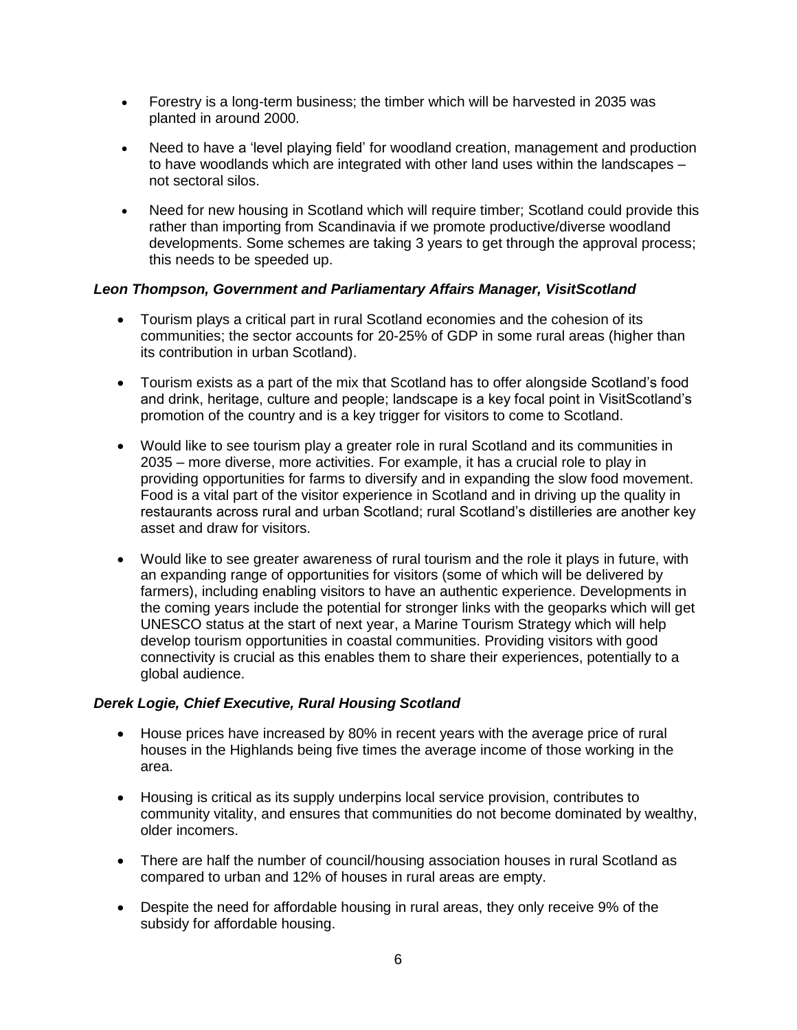- Forestry is a long-term business; the timber which will be harvested in 2035 was planted in around 2000.
- Need to have a 'level playing field' for woodland creation, management and production to have woodlands which are integrated with other land uses within the landscapes – not sectoral silos.
- Need for new housing in Scotland which will require timber; Scotland could provide this rather than importing from Scandinavia if we promote productive/diverse woodland developments. Some schemes are taking 3 years to get through the approval process; this needs to be speeded up.

***Leon Thompson, Government and Parliamentary Affairs Manager, VisitScotland***

- Tourism plays a critical part in rural Scotland economies and the cohesion of its communities; the sector accounts for 20-25% of GDP in some rural areas (higher than its contribution in urban Scotland).
- Tourism exists as a part of the mix that Scotland has to offer alongside Scotland's food and drink, heritage, culture and people; landscape is a key focal point in VisitScotland's promotion of the country and is a key trigger for visitors to come to Scotland.
- Would like to see tourism play a greater role in rural Scotland and its communities in 2035 – more diverse, more activities. For example, it has a crucial role to play in providing opportunities for farms to diversify and in expanding the slow food movement. Food is a vital part of the visitor experience in Scotland and in driving up the quality in restaurants across rural and urban Scotland; rural Scotland's distilleries are another key asset and draw for visitors.
- Would like to see greater awareness of rural tourism and the role it plays in future, with an expanding range of opportunities for visitors (some of which will be delivered by farmers), including enabling visitors to have an authentic experience. Developments in the coming years include the potential for stronger links with the geoparks which will get UNESCO status at the start of next year, a Marine Tourism Strategy which will help develop tourism opportunities in coastal communities. Providing visitors with good connectivity is crucial as this enables them to share their experiences, potentially to a global audience.

***Derek Logie, Chief Executive, Rural Housing Scotland***

- House prices have increased by 80% in recent years with the average price of rural houses in the Highlands being five times the average income of those working in the area.
- Housing is critical as its supply underpins local service provision, contributes to community vitality, and ensures that communities do not become dominated by wealthy, older incomers.
- There are half the number of council/housing association houses in rural Scotland as compared to urban and 12% of houses in rural areas are empty.
- Despite the need for affordable housing in rural areas, they only receive 9% of the subsidy for affordable housing.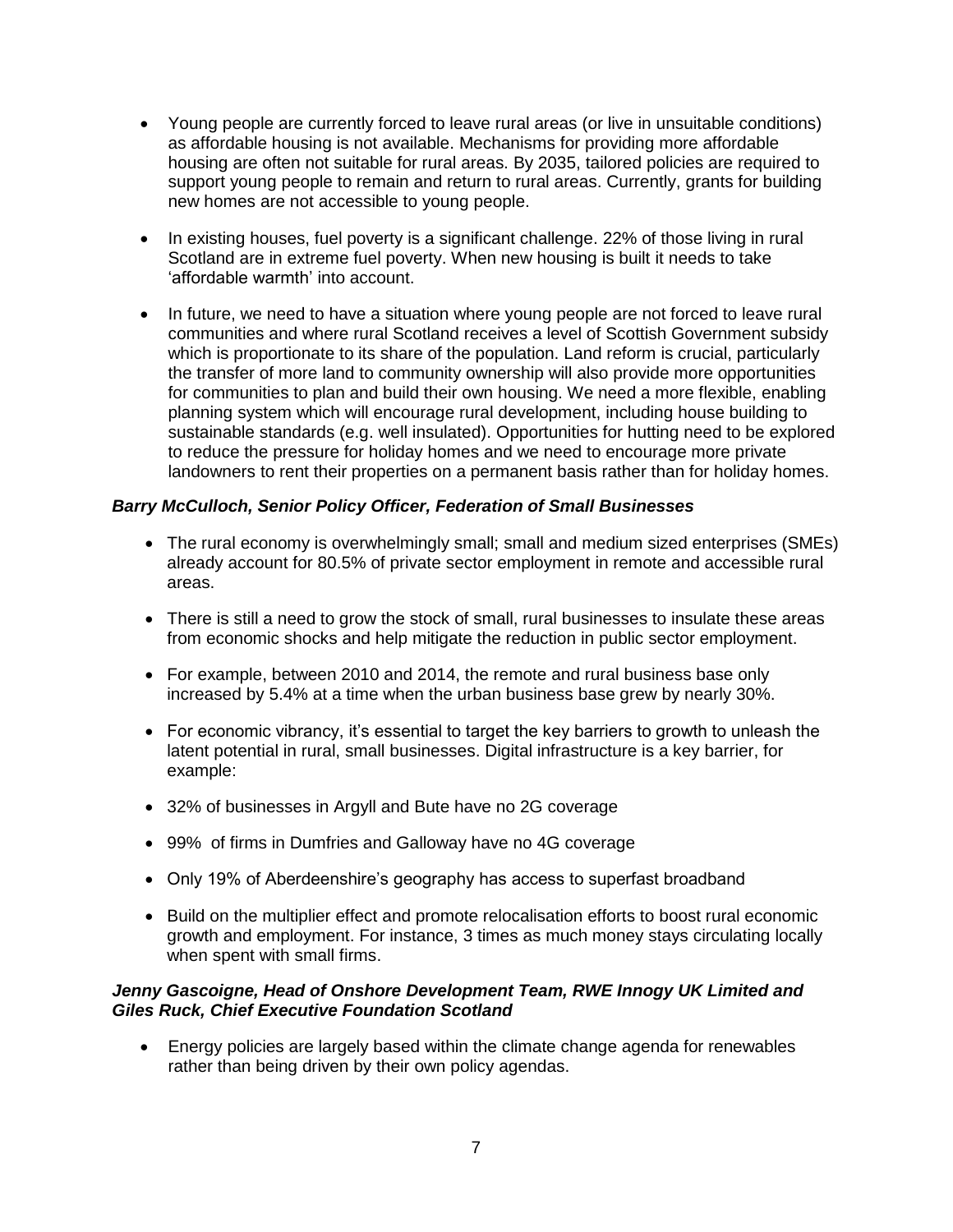- Young people are currently forced to leave rural areas (or live in unsuitable conditions) as affordable housing is not available. Mechanisms for providing more affordable housing are often not suitable for rural areas. By 2035, tailored policies are required to support young people to remain and return to rural areas. Currently, grants for building new homes are not accessible to young people.

- In existing houses, fuel poverty is a significant challenge. 22% of those living in rural Scotland are in extreme fuel poverty. When new housing is built it needs to take 'affordable warmth' into account.

- In future, we need to have a situation where young people are not forced to leave rural communities and where rural Scotland receives a level of Scottish Government subsidy which is proportionate to its share of the population. Land reform is crucial, particularly the transfer of more land to community ownership will also provide more opportunities for communities to plan and build their own housing. We need a more flexible, enabling planning system which will encourage rural development, including house building to sustainable standards (e.g. well insulated). Opportunities for hutting need to be explored to reduce the pressure for holiday homes and we need to encourage more private landowners to rent their properties on a permanent basis rather than for holiday homes.

***Barry McCulloch, Senior Policy Officer, Federation of Small Businesses***

- The rural economy is overwhelmingly small; small and medium sized enterprises (SMEs) already account for 80.5% of private sector employment in remote and accessible rural areas.

- There is still a need to grow the stock of small, rural businesses to insulate these areas from economic shocks and help mitigate the reduction in public sector employment.

- For example, between 2010 and 2014, the remote and rural business base only increased by 5.4% at a time when the urban business base grew by nearly 30%.

- For economic vibrancy, it's essential to target the key barriers to growth to unleash the latent potential in rural, small businesses. Digital infrastructure is a key barrier, for example:

- 32% of businesses in Argyll and Bute have no 2G coverage

- 99% of firms in Dumfries and Galloway have no 4G coverage

- Only 19% of Aberdeenshire's geography has access to superfast broadband

- Build on the multiplier effect and promote relocalisation efforts to boost rural economic growth and employment. For instance, 3 times as much money stays circulating locally when spent with small firms.

***Jenny Gascoigne, Head of Onshore Development Team, RWE Innogy UK Limited and Giles Ruck, Chief Executive Foundation Scotland***

- Energy policies are largely based within the climate change agenda for renewables rather than being driven by their own policy agendas.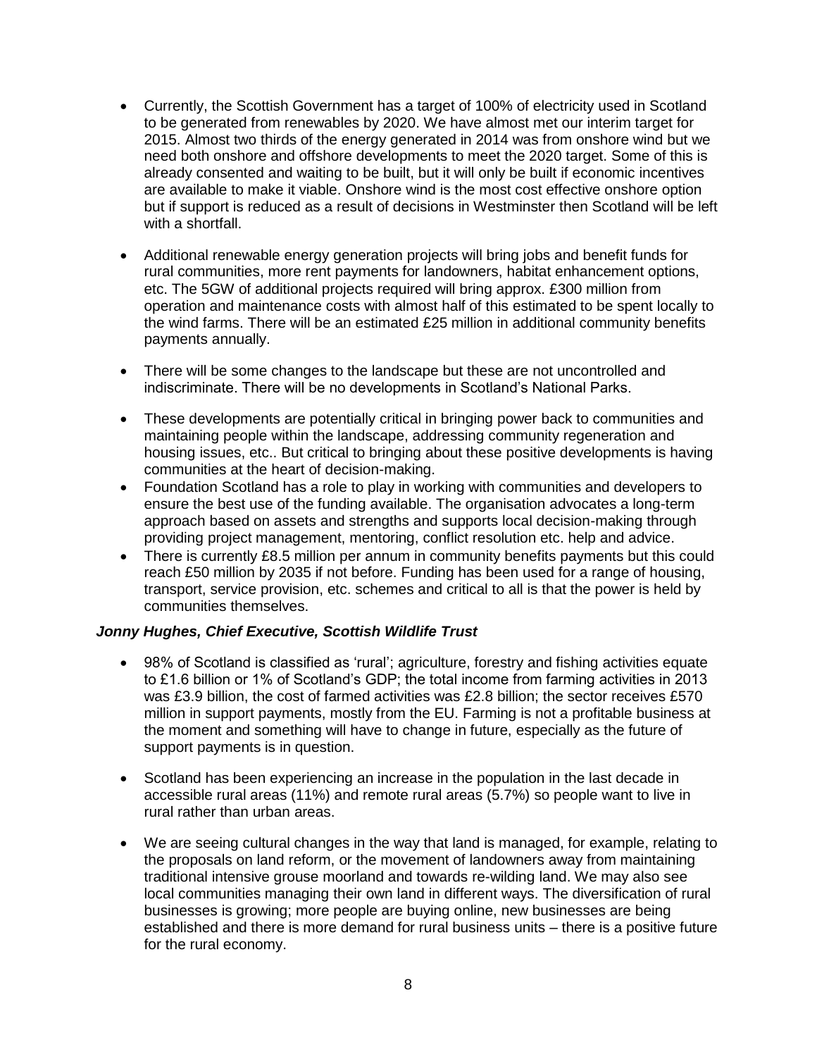- Currently, the Scottish Government has a target of 100% of electricity used in Scotland to be generated from renewables by 2020. We have almost met our interim target for 2015. Almost two thirds of the energy generated in 2014 was from onshore wind but we need both onshore and offshore developments to meet the 2020 target. Some of this is already consented and waiting to be built, but it will only be built if economic incentives are available to make it viable. Onshore wind is the most cost effective onshore option but if support is reduced as a result of decisions in Westminster then Scotland will be left with a shortfall.

- Additional renewable energy generation projects will bring jobs and benefit funds for rural communities, more rent payments for landowners, habitat enhancement options, etc. The 5GW of additional projects required will bring approx. £300 million from operation and maintenance costs with almost half of this estimated to be spent locally to the wind farms. There will be an estimated £25 million in additional community benefits payments annually.

- There will be some changes to the landscape but these are not uncontrolled and indiscriminate. There will be no developments in Scotland's National Parks.

- These developments are potentially critical in bringing power back to communities and maintaining people within the landscape, addressing community regeneration and housing issues, etc.. But critical to bringing about these positive developments is having communities at the heart of decision-making.
- Foundation Scotland has a role to play in working with communities and developers to ensure the best use of the funding available. The organisation advocates a long-term approach based on assets and strengths and supports local decision-making through providing project management, mentoring, conflict resolution etc. help and advice.
- There is currently £8.5 million per annum in community benefits payments but this could reach £50 million by 2035 if not before. Funding has been used for a range of housing, transport, service provision, etc. schemes and critical to all is that the power is held by communities themselves.

***Jonny Hughes, Chief Executive, Scottish Wildlife Trust***

- 98% of Scotland is classified as 'rural'; agriculture, forestry and fishing activities equate to £1.6 billion or 1% of Scotland's GDP; the total income from farming activities in 2013 was £3.9 billion, the cost of farmed activities was £2.8 billion; the sector receives £570 million in support payments, mostly from the EU. Farming is not a profitable business at the moment and something will have to change in future, especially as the future of support payments is in question.

- Scotland has been experiencing an increase in the population in the last decade in accessible rural areas (11%) and remote rural areas (5.7%) so people want to live in rural rather than urban areas.

- We are seeing cultural changes in the way that land is managed, for example, relating to the proposals on land reform, or the movement of landowners away from maintaining traditional intensive grouse moorland and towards re-wilding land. We may also see local communities managing their own land in different ways. The diversification of rural businesses is growing; more people are buying online, new businesses are being established and there is more demand for rural business units – there is a positive future for the rural economy.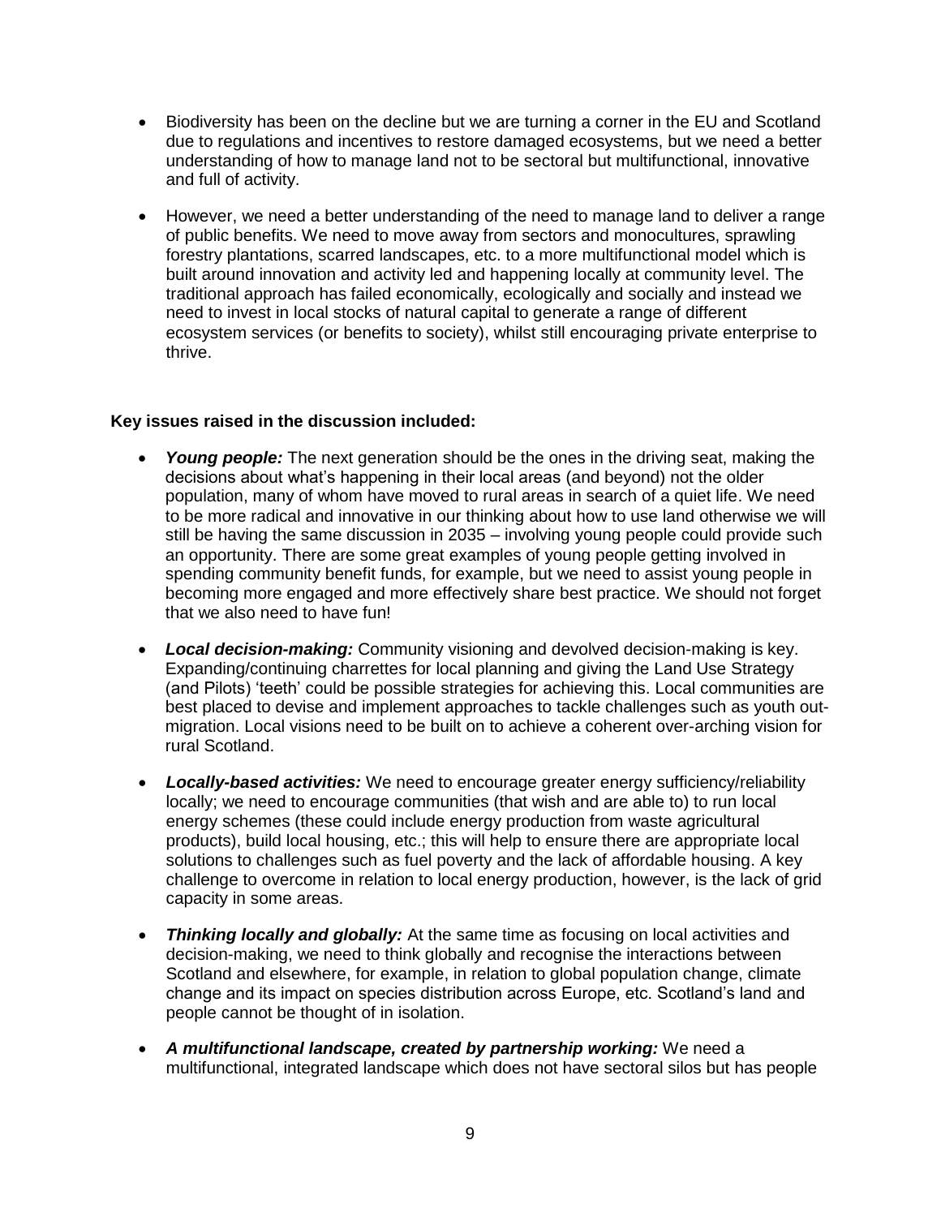- Biodiversity has been on the decline but we are turning a corner in the EU and Scotland due to regulations and incentives to restore damaged ecosystems, but we need a better understanding of how to manage land not to be sectoral but multifunctional, innovative and full of activity.

- However, we need a better understanding of the need to manage land to deliver a range of public benefits. We need to move away from sectors and monocultures, sprawling forestry plantations, scarred landscapes, etc. to a more multifunctional model which is built around innovation and activity led and happening locally at community level. The traditional approach has failed economically, ecologically and socially and instead we need to invest in local stocks of natural capital to generate a range of different ecosystem services (or benefits to society), whilst still encouraging private enterprise to thrive.

**Key issues raised in the discussion included:**

- ***Young people:*** The next generation should be the ones in the driving seat, making the decisions about what's happening in their local areas (and beyond) not the older population, many of whom have moved to rural areas in search of a quiet life. We need to be more radical and innovative in our thinking about how to use land otherwise we will still be having the same discussion in 2035 – involving young people could provide such an opportunity. There are some great examples of young people getting involved in spending community benefit funds, for example, but we need to assist young people in becoming more engaged and more effectively share best practice. We should not forget that we also need to have fun!

- ***Local decision-making:*** Community visioning and devolved decision-making is key. Expanding/continuing charrettes for local planning and giving the Land Use Strategy (and Pilots) 'teeth' could be possible strategies for achieving this. Local communities are best placed to devise and implement approaches to tackle challenges such as youth out-migration. Local visions need to be built on to achieve a coherent over-arching vision for rural Scotland.

- ***Locally-based activities:*** We need to encourage greater energy sufficiency/reliability locally; we need to encourage communities (that wish and are able to) to run local energy schemes (these could include energy production from waste agricultural products), build local housing, etc.; this will help to ensure there are appropriate local solutions to challenges such as fuel poverty and the lack of affordable housing. A key challenge to overcome in relation to local energy production, however, is the lack of grid capacity in some areas.

- ***Thinking locally and globally:*** At the same time as focusing on local activities and decision-making, we need to think globally and recognise the interactions between Scotland and elsewhere, for example, in relation to global population change, climate change and its impact on species distribution across Europe, etc. Scotland's land and people cannot be thought of in isolation.

- ***A multifunctional landscape, created by partnership working:*** We need a multifunctional, integrated landscape which does not have sectoral silos but has people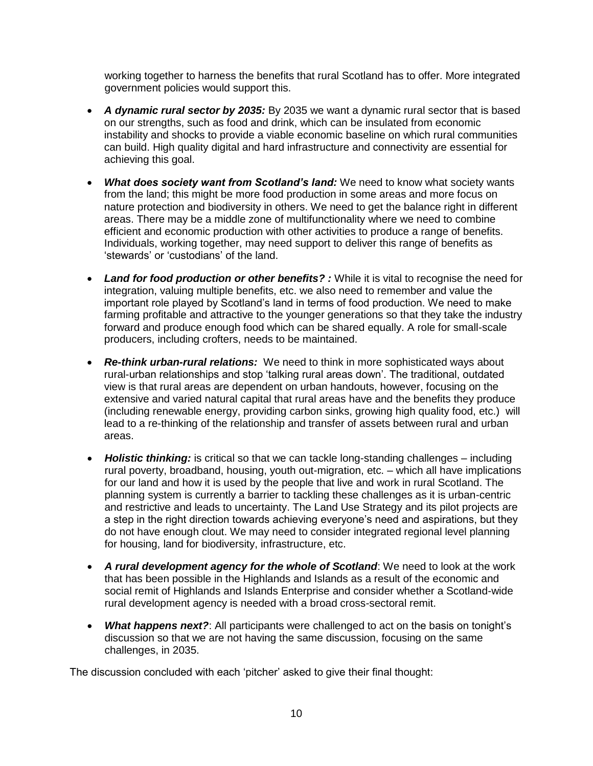working together to harness the benefits that rural Scotland has to offer. More integrated government policies would support this.

- ***A dynamic rural sector by 2035:*** By 2035 we want a dynamic rural sector that is based on our strengths, such as food and drink, which can be insulated from economic instability and shocks to provide a viable economic baseline on which rural communities can build. High quality digital and hard infrastructure and connectivity are essential for achieving this goal.

- ***What does society want from Scotland's land:*** We need to know what society wants from the land; this might be more food production in some areas and more focus on nature protection and biodiversity in others. We need to get the balance right in different areas. There may be a middle zone of multifunctionality where we need to combine efficient and economic production with other activities to produce a range of benefits. Individuals, working together, may need support to deliver this range of benefits as 'stewards' or 'custodians' of the land.

- ***Land for food production or other benefits? :*** While it is vital to recognise the need for integration, valuing multiple benefits, etc. we also need to remember and value the important role played by Scotland's land in terms of food production. We need to make farming profitable and attractive to the younger generations so that they take the industry forward and produce enough food which can be shared equally. A role for small-scale producers, including crofters, needs to be maintained.

- ***Re-think urban-rural relations:*** We need to think in more sophisticated ways about rural-urban relationships and stop 'talking rural areas down'. The traditional, outdated view is that rural areas are dependent on urban handouts, however, focusing on the extensive and varied natural capital that rural areas have and the benefits they produce (including renewable energy, providing carbon sinks, growing high quality food, etc.) will lead to a re-thinking of the relationship and transfer of assets between rural and urban areas.

- ***Holistic thinking:*** is critical so that we can tackle long-standing challenges – including rural poverty, broadband, housing, youth out-migration, etc. – which all have implications for our land and how it is used by the people that live and work in rural Scotland. The planning system is currently a barrier to tackling these challenges as it is urban-centric and restrictive and leads to uncertainty. The Land Use Strategy and its pilot projects are a step in the right direction towards achieving everyone's need and aspirations, but they do not have enough clout. We may need to consider integrated regional level planning for housing, land for biodiversity, infrastructure, etc.

- ***A rural development agency for the whole of Scotland***: We need to look at the work that has been possible in the Highlands and Islands as a result of the economic and social remit of Highlands and Islands Enterprise and consider whether a Scotland-wide rural development agency is needed with a broad cross-sectoral remit.

- ***What happens next?***: All participants were challenged to act on the basis on tonight's discussion so that we are not having the same discussion, focusing on the same challenges, in 2035.

The discussion concluded with each 'pitcher' asked to give their final thought: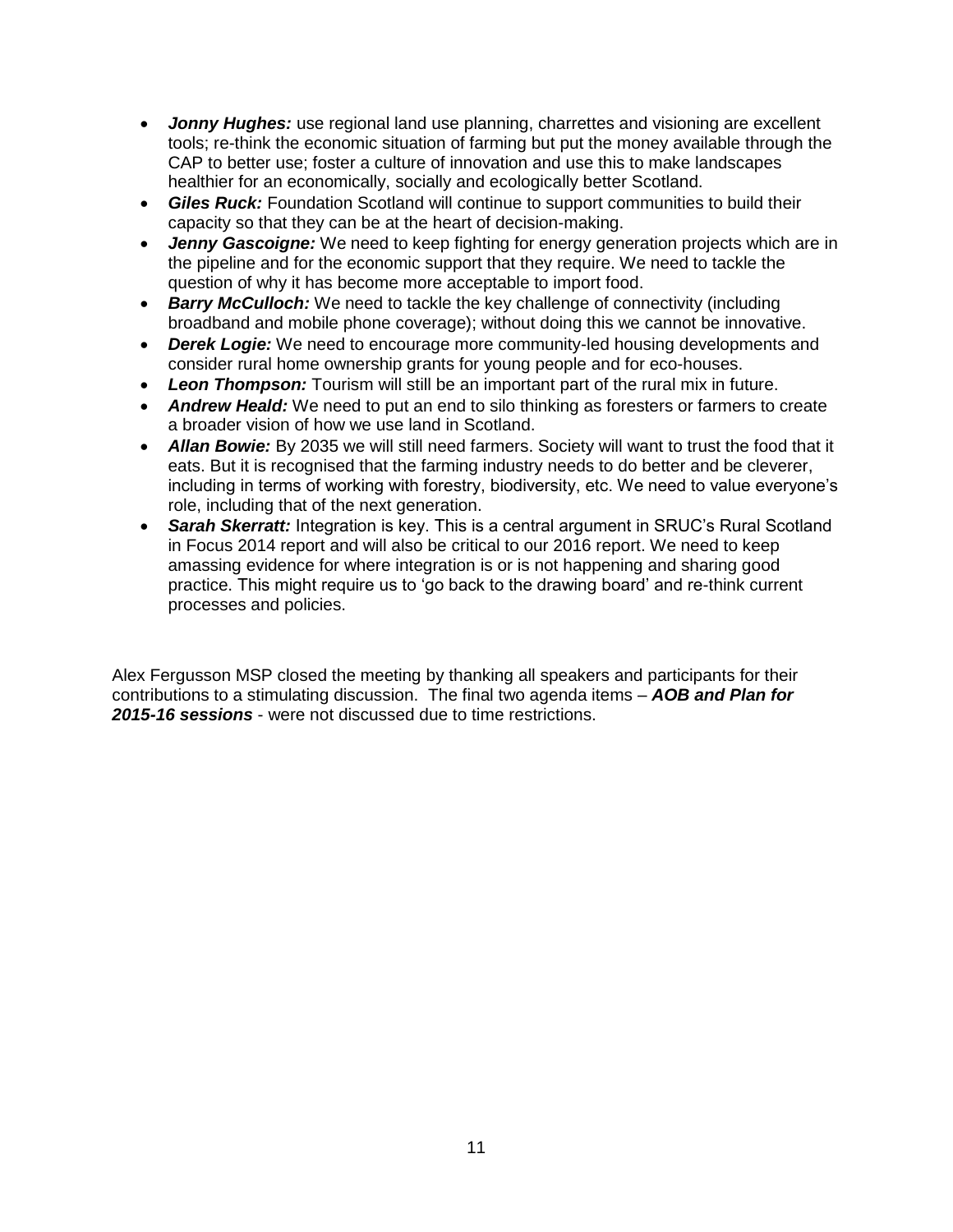- ***Jonny Hughes:*** use regional land use planning, charrettes and visioning are excellent tools; re-think the economic situation of farming but put the money available through the CAP to better use; foster a culture of innovation and use this to make landscapes healthier for an economically, socially and ecologically better Scotland.
- ***Giles Ruck:*** Foundation Scotland will continue to support communities to build their capacity so that they can be at the heart of decision-making.
- ***Jenny Gascoigne:*** We need to keep fighting for energy generation projects which are in the pipeline and for the economic support that they require. We need to tackle the question of why it has become more acceptable to import food.
- ***Barry McCulloch:*** We need to tackle the key challenge of connectivity (including broadband and mobile phone coverage); without doing this we cannot be innovative.
- ***Derek Logie:*** We need to encourage more community-led housing developments and consider rural home ownership grants for young people and for eco-houses.
- ***Leon Thompson:*** Tourism will still be an important part of the rural mix in future.
- ***Andrew Heald:*** We need to put an end to silo thinking as foresters or farmers to create a broader vision of how we use land in Scotland.
- ***Allan Bowie:*** By 2035 we will still need farmers. Society will want to trust the food that it eats. But it is recognised that the farming industry needs to do better and be cleverer, including in terms of working with forestry, biodiversity, etc. We need to value everyone's role, including that of the next generation.
- ***Sarah Skerratt:*** Integration is key. This is a central argument in SRUC's Rural Scotland in Focus 2014 report and will also be critical to our 2016 report. We need to keep amassing evidence for where integration is or is not happening and sharing good practice. This might require us to 'go back to the drawing board' and re-think current processes and policies.

Alex Fergusson MSP closed the meeting by thanking all speakers and participants for their contributions to a stimulating discussion. The final two agenda items – ***AOB and Plan for 2015-16 sessions*** - were not discussed due to time restrictions.